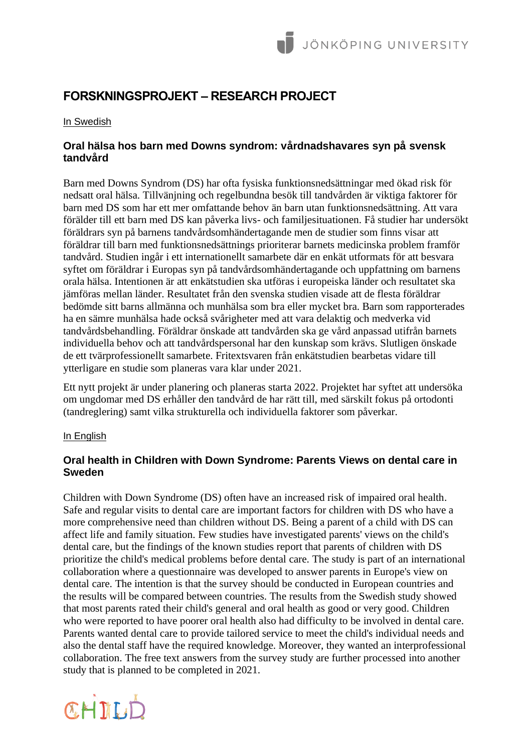# FORSKNINGSPROJEKT – RESEARCH PROJECT

In Swedish

### Oral hälsa hos barn med Downs syndrom: vårdnadshavares syn på svensk tandvård

Barn med Downs Syndrom (DS) har ofta fysiska funktionsnedsättningar med ökad risk för nedsatt oral hälsa. Tillvänjning och regelbundna besök till tandvården är viktiga faktorer för barn med DS som har ett mer omfattande behov än barn utan funktionsnedsättning. Att vara förälder till ett barn med DS kan påverka livs- och familjesituationen. Få studier har undersökt föräldrars syn på barnens tandvårdsomhändertagande men de studier som finns visar att föräldrar till barn med funktionsnedsättnings prioriterar barnets medicinska problem framför tandvård. Studien ingår i ett internationellt samarbete där en enkät utformats för att besvara syftet om föräldrar i Europas syn på tandvårdsomhändertagande och uppfattning om barnens orala hälsa. Intentionen är att enkätstudien ska utföras i europeiska länder och resultatet ska jämföras mellan länder. Resultatet från den svenska studien visade att de flesta föräldrar bedömde sitt barns allmänna och munhälsa som bra eller mycket bra. Barn som rapporterades ha en sämre munhälsa hade också svårigheter med att vara delaktig och medverka vid tandvårdsbehandling. Föräldrar önskade att tandvården ska ge vård anpassad utifrån barnets individuella behov och att tandvårdspersonal har den kunskap som krävs. Slutligen önskade de ett tvärprofessionellt samarbete. Fritextsvaren från enkätstudien bearbetas vidare till ytterligare en studie som planeras vara klar under 2021.

Ett nytt projekt är under planering och planeras starta 2022. Projektet har syftet att undersöka om ungdomar med DS erhåller den tandvård de har rätt till, med särskilt fokus på ortodonti (tandreglering) samt vilka strukturella och individuella faktorer som påverkar.

In English

### Oral health in Children with Down Syndrome: Parents Views on dental care in Sweden

Children with Down Syndrome (DS) often have an increased risk of impaired oral health. Safe and regular visits to dental care are important factors for children with DS who have a more comprehensive need than children without DS. Being a parent of a child with DS can affect life and family situation. Few studies have investigated parents' views on the child's dental care, but the findings of the known studies report that parents of children with DS prioritize the child's medical problems before dental care. The study is part of an international collaboration where a questionnaire was developed to answer parents in Europe's view on dental care. The intention is that the survey should be conducted in European countries and the results will be compared between countries. The results from the Swedish study showed that most parents rated their child's general and oral health as good or very good. Children who were reported to have poorer oral health also had difficulty to be involved in dental care. Parents wanted dental care to provide tailored service to meet the child's individual needs and also the dental staff have the required knowledge. Moreover, they wanted an interprofessional collaboration. The free text answers from the survey study are further processed into another study that is planned to be completed in 2021.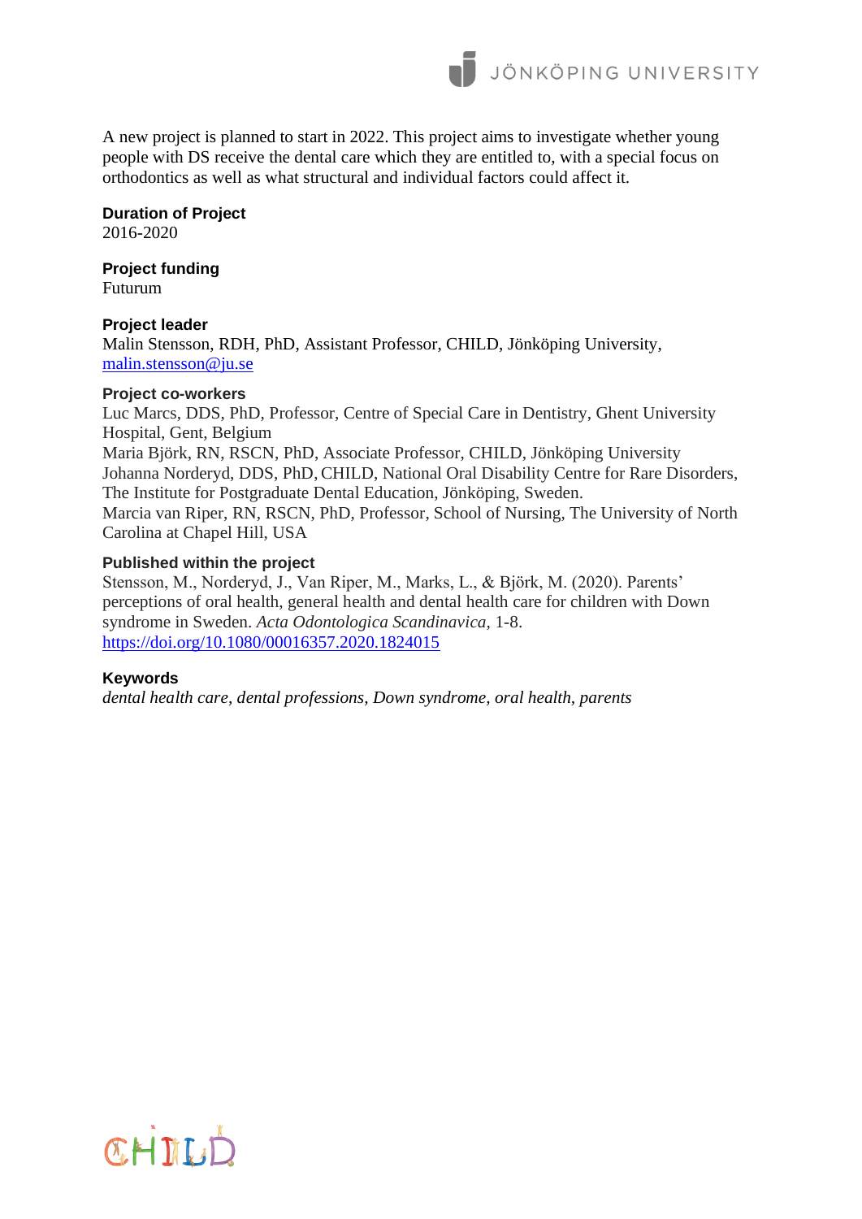A new project is planned to start in 2022. This project aims to investigate whether young people with DS receive the dental care which they are entitled to, with a special focus on orthodontics as well as what structural and individual factors could affect it.

**Duration of Project**
2016-2020

**Project funding**
Futurum

**Project leader**
Malin Stensson, RDH, PhD, Assistant Professor, CHILD, Jönköping University, malin.stensson@ju.se

**Project co-workers**
Luc Marcs, DDS, PhD, Professor, Centre of Special Care in Dentistry, Ghent University Hospital, Gent, Belgium
Maria Björk, RN, RSCN, PhD, Associate Professor, CHILD, Jönköping University
Johanna Norderyd, DDS, PhD, CHILD, National Oral Disability Centre for Rare Disorders, The Institute for Postgraduate Dental Education, Jönköping, Sweden.
Marcia van Riper, RN, RSCN, PhD, Professor, School of Nursing, The University of North Carolina at Chapel Hill, USA

**Published within the project**
Stensson, M., Norderyd, J., Van Riper, M., Marks, L., & Björk, M. (2020). Parents' perceptions of oral health, general health and dental health care for children with Down syndrome in Sweden. *Acta Odontologica Scandinavica,* 1-8. https://doi.org/10.1080/00016357.2020.1824015

**Keywords**
*dental health care, dental professions, Down syndrome, oral health, parents*